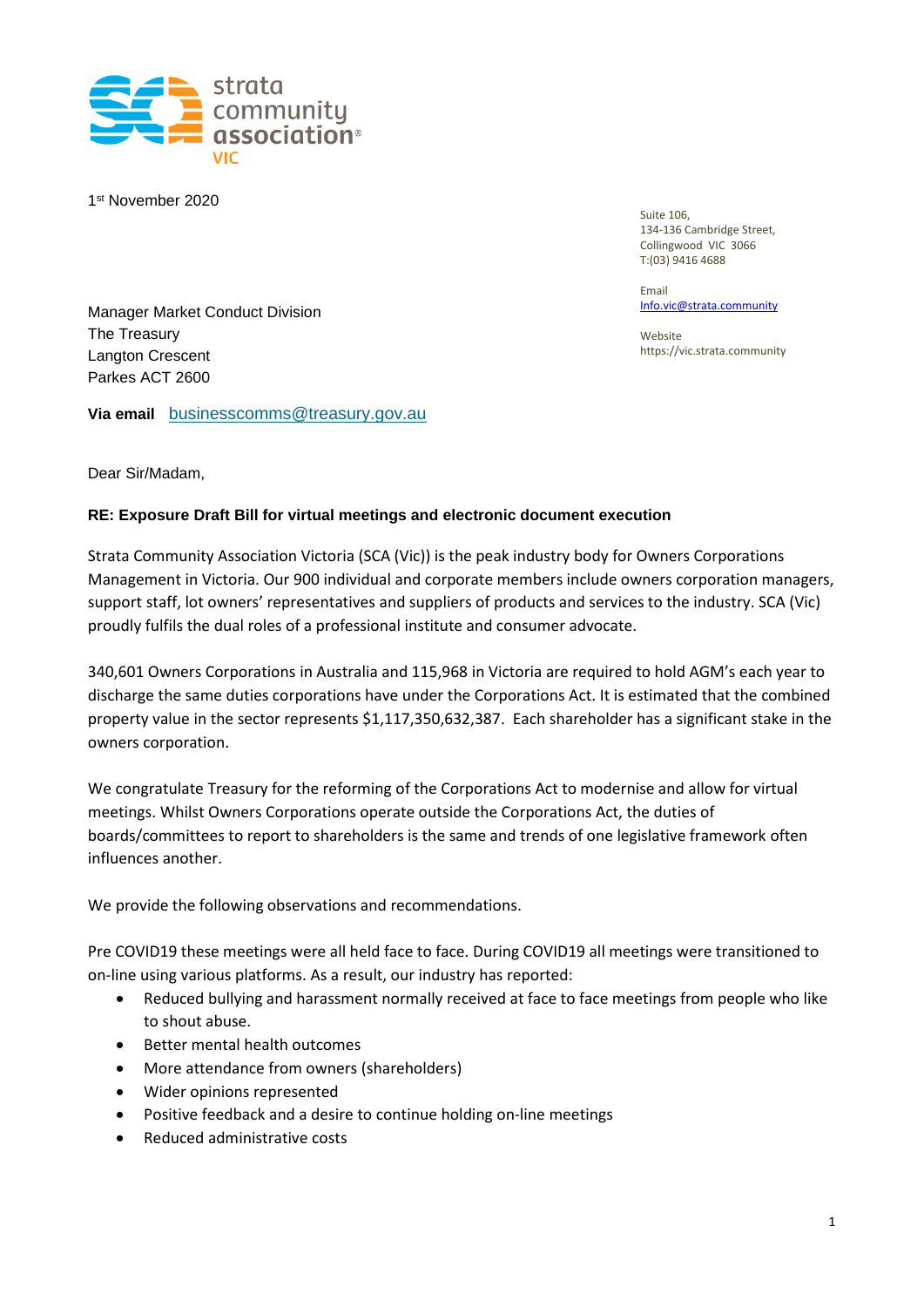strata community association VIC

1st November 2020

Suite 106,
134-136 Cambridge Street,
Collingwood VIC 3066
T:(03) 9416 4688

Email
Info.vic@strata.community

Website
https://vic.strata.community

Manager Market Conduct Division
The Treasury
Langton Crescent
Parkes ACT 2600

**Via email** businesscomms@treasury.gov.au

Dear Sir/Madam,

**RE: Exposure Draft Bill for virtual meetings and electronic document execution**

Strata Community Association Victoria (SCA (Vic)) is the peak industry body for Owners Corporations Management in Victoria. Our 900 individual and corporate members include owners corporation managers, support staff, lot owners' representatives and suppliers of products and services to the industry. SCA (Vic) proudly fulfils the dual roles of a professional institute and consumer advocate.

340,601 Owners Corporations in Australia and 115,968 in Victoria are required to hold AGM's each year to discharge the same duties corporations have under the Corporations Act. It is estimated that the combined property value in the sector represents $1,117,350,632,387. Each shareholder has a significant stake in the owners corporation.

We congratulate Treasury for the reforming of the Corporations Act to modernise and allow for virtual meetings. Whilst Owners Corporations operate outside the Corporations Act, the duties of boards/committees to report to shareholders is the same and trends of one legislative framework often influences another.

We provide the following observations and recommendations.

Pre COVID19 these meetings were all held face to face. During COVID19 all meetings were transitioned to on-line using various platforms. As a result, our industry has reported:

- Reduced bullying and harassment normally received at face to face meetings from people who like to shout abuse.
- Better mental health outcomes
- More attendance from owners (shareholders)
- Wider opinions represented
- Positive feedback and a desire to continue holding on-line meetings
- Reduced administrative costs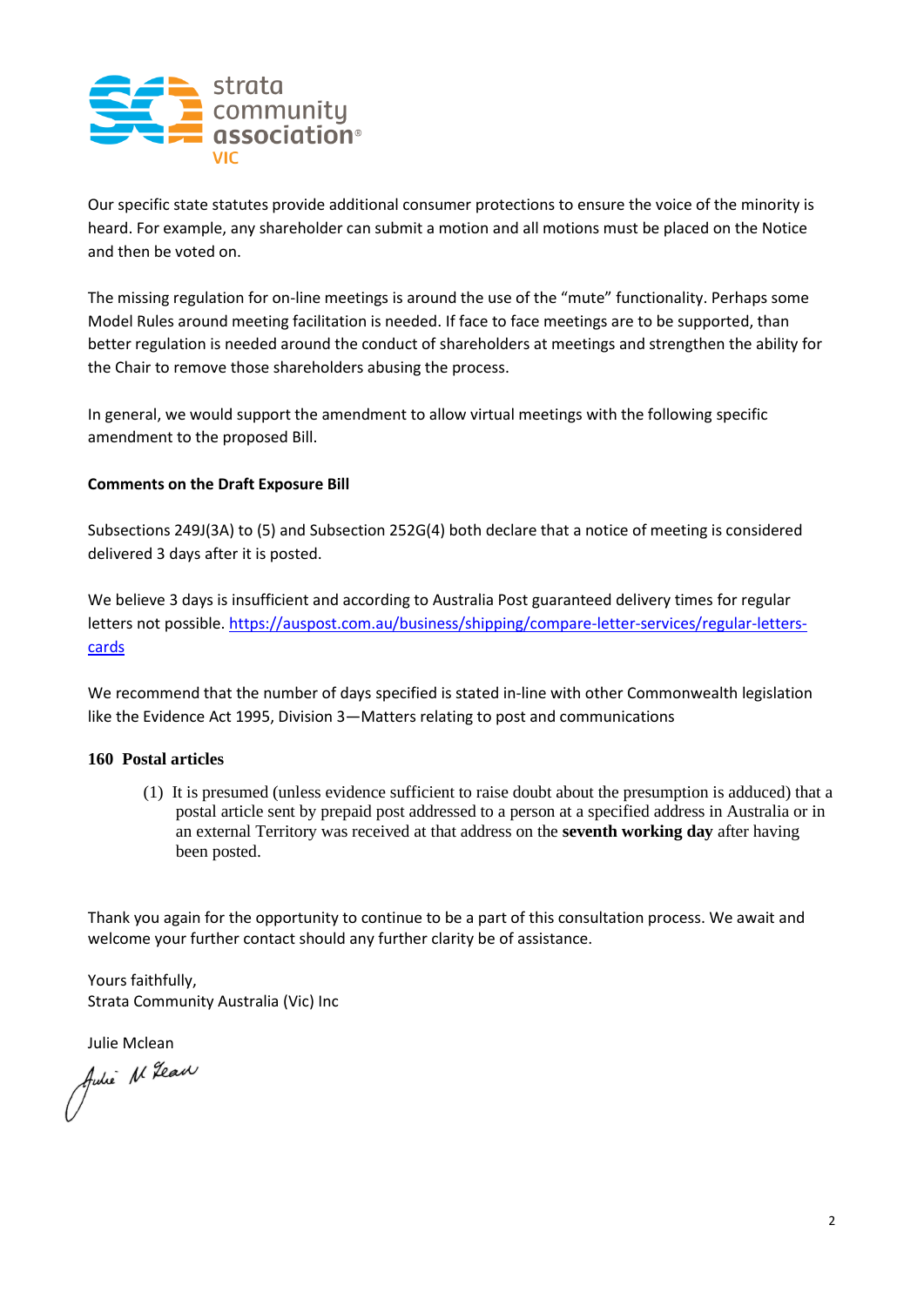Our specific state statutes provide additional consumer protections to ensure the voice of the minority is heard. For example, any shareholder can submit a motion and all motions must be placed on the Notice and then be voted on.

The missing regulation for on-line meetings is around the use of the "mute" functionality. Perhaps some Model Rules around meeting facilitation is needed. If face to face meetings are to be supported, than better regulation is needed around the conduct of shareholders at meetings and strengthen the ability for the Chair to remove those shareholders abusing the process.

In general, we would support the amendment to allow virtual meetings with the following specific amendment to the proposed Bill.

**Comments on the Draft Exposure Bill**

Subsections 249J(3A) to (5) and Subsection 252G(4) both declare that a notice of meeting is considered delivered 3 days after it is posted.

We believe 3 days is insufficient and according to Australia Post guaranteed delivery times for regular letters not possible. https://auspost.com.au/business/shipping/compare-letter-services/regular-letters-cards

We recommend that the number of days specified is stated in-line with other Commonwealth legislation like the Evidence Act 1995, Division 3—Matters relating to post and communications

**160 Postal articles**

> (1) It is presumed (unless evidence sufficient to raise doubt about the presumption is adduced) that a postal article sent by prepaid post addressed to a person at a specified address in Australia or in an external Territory was received at that address on the **seventh working day** after having been posted.

Thank you again for the opportunity to continue to be a part of this consultation process. We await and welcome your further contact should any further clarity be of assistance.

Yours faithfully,
Strata Community Australia (Vic) Inc

Julie Mclean